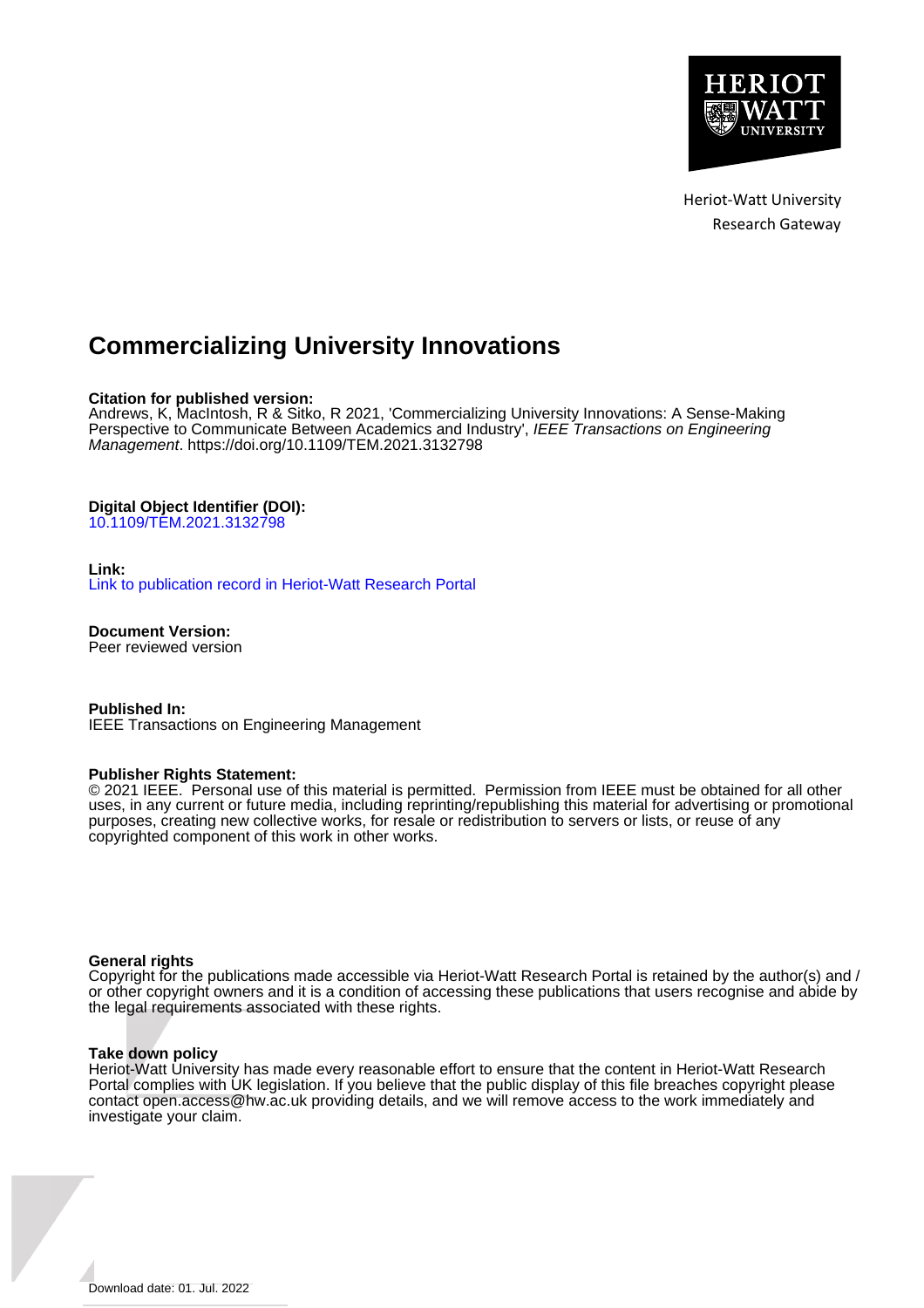Heriot-Watt University
Research Gateway

# Commercializing University Innovations

**Citation for published version:**
Andrews, K, MacIntosh, R & Sitko, R 2021, 'Commercializing University Innovations: A Sense-Making Perspective to Communicate Between Academics and Industry', *IEEE Transactions on Engineering Management*. https://doi.org/10.1109/TEM.2021.3132798

**Digital Object Identifier (DOI):**
10.1109/TEM.2021.3132798

**Link:**
Link to publication record in Heriot-Watt Research Portal

**Document Version:**
Peer reviewed version

**Published In:**
IEEE Transactions on Engineering Management

**Publisher Rights Statement:**
© 2021 IEEE. Personal use of this material is permitted. Permission from IEEE must be obtained for all other uses, in any current or future media, including reprinting/republishing this material for advertising or promotional purposes, creating new collective works, for resale or redistribution to servers or lists, or reuse of any copyrighted component of this work in other works.

**General rights**
Copyright for the publications made accessible via Heriot-Watt Research Portal is retained by the author(s) and / or other copyright owners and it is a condition of accessing these publications that users recognise and abide by the legal requirements associated with these rights.

**Take down policy**
Heriot-Watt University has made every reasonable effort to ensure that the content in Heriot-Watt Research Portal complies with UK legislation. If you believe that the public display of this file breaches copyright please contact open.access@hw.ac.uk providing details, and we will remove access to the work immediately and investigate your claim.

Download date: 01. Jul. 2022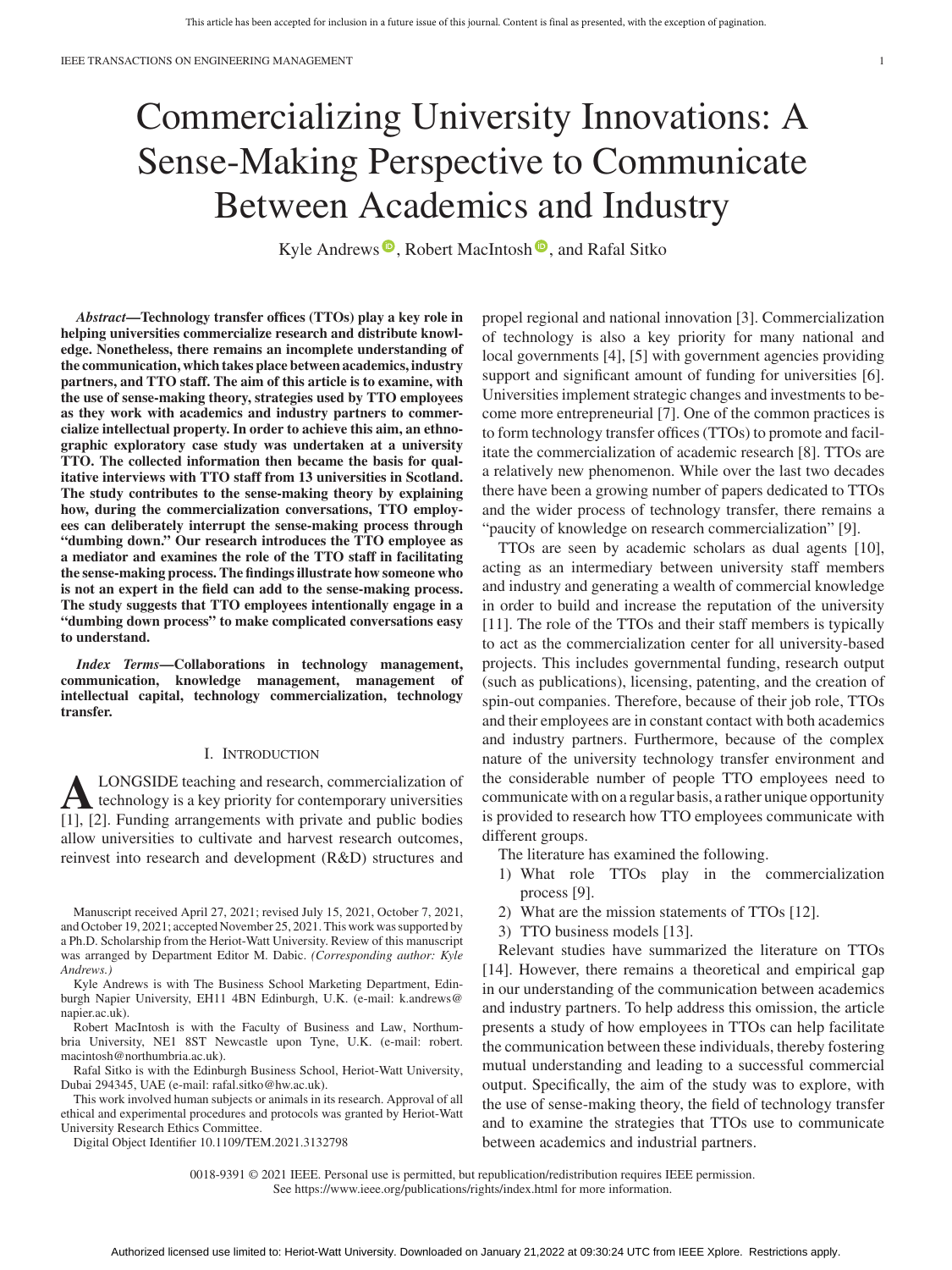# Commercializing University Innovations: A Sense-Making Perspective to Communicate Between Academics and Industry

Kyle Andrews, Robert MacIntosh, and Rafal Sitko

***Abstract*—Technology transfer offices (TTOs) play a key role in helping universities commercialize research and distribute knowledge. Nonetheless, there remains an incomplete understanding of the communication, which takes place between academics, industry partners, and TTO staff. The aim of this article is to examine, with the use of sense-making theory, strategies used by TTO employees as they work with academics and industry partners to commercialize intellectual property. In order to achieve this aim, an ethnographic exploratory case study was undertaken at a university TTO. The collected information then became the basis for qualitative interviews with TTO staff from 13 universities in Scotland. The study contributes to the sense-making theory by explaining how, during the commercialization conversations, TTO employees can deliberately interrupt the sense-making process through "dumbing down." Our research introduces the TTO employee as a mediator and examines the role of the TTO staff in facilitating the sense-making process. The findings illustrate how someone who is not an expert in the field can add to the sense-making process. The study suggests that TTO employees intentionally engage in a "dumbing down process" to make complicated conversations easy to understand.**

***Index Terms*—Collaborations in technology management, communication, knowledge management, management of intellectual capital, technology commercialization, technology transfer.**

## I. Introduction

Alongside teaching and research, commercialization of technology is a key priority for contemporary universities [1], [2]. Funding arrangements with private and public bodies allow universities to cultivate and harvest research outcomes, reinvest into research and development (R&D) structures and propel regional and national innovation [3]. Commercialization of technology is also a key priority for many national and local governments [4], [5] with government agencies providing support and significant amount of funding for universities [6]. Universities implement strategic changes and investments to become more entrepreneurial [7]. One of the common practices is to form technology transfer offices (TTOs) to promote and facilitate the commercialization of academic research [8]. TTOs are a relatively new phenomenon. While over the last two decades there have been a growing number of papers dedicated to TTOs and the wider process of technology transfer, there remains a "paucity of knowledge on research commercialization" [9].

TTOs are seen by academic scholars as dual agents [10], acting as an intermediary between university staff members and industry and generating a wealth of commercial knowledge in order to build and increase the reputation of the university [11]. The role of the TTOs and their staff members is typically to act as the commercialization center for all university-based projects. This includes governmental funding, research output (such as publications), licensing, patenting, and the creation of spin-out companies. Therefore, because of their job role, TTOs and their employees are in constant contact with both academics and industry partners. Furthermore, because of the complex nature of the university technology transfer environment and the considerable number of people TTO employees need to communicate with on a regular basis, a rather unique opportunity is provided to research how TTO employees communicate with different groups.

The literature has examined the following.

1) What role TTOs play in the commercialization process [9].
2) What are the mission statements of TTOs [12].
3) TTO business models [13].

Relevant studies have summarized the literature on TTOs [14]. However, there remains a theoretical and empirical gap in our understanding of the communication between academics and industry partners. To help address this omission, the article presents a study of how employees in TTOs can help facilitate the communication between these individuals, thereby fostering mutual understanding and leading to a successful commercial output. Specifically, the aim of the study was to explore, with the use of sense-making theory, the field of technology transfer and to examine the strategies that TTOs use to communicate between academics and industrial partners.

Manuscript received April 27, 2021; revised July 15, 2021, October 7, 2021, and October 19, 2021; accepted November 25, 2021. This work was supported by a Ph.D. Scholarship from the Heriot-Watt University. Review of this manuscript was arranged by Department Editor M. Dabic. *(Corresponding author: Kyle Andrews.)*

Kyle Andrews is with The Business School Marketing Department, Edinburgh Napier University, EH11 4BN Edinburgh, U.K. (e-mail: k.andrews@napier.ac.uk).

Robert MacIntosh is with the Faculty of Business and Law, Northumbria University, NE1 8ST Newcastle upon Tyne, U.K. (e-mail: robert.macintosh@northumbria.ac.uk).

Rafal Sitko is with the Edinburgh Business School, Heriot-Watt University, Dubai 294345, UAE (e-mail: rafal.sitko@hw.ac.uk).

This work involved human subjects or animals in its research. Approval of all ethical and experimental procedures and protocols was granted by Heriot-Watt University Research Ethics Committee.

Digital Object Identifier 10.1109/TEM.2021.3132798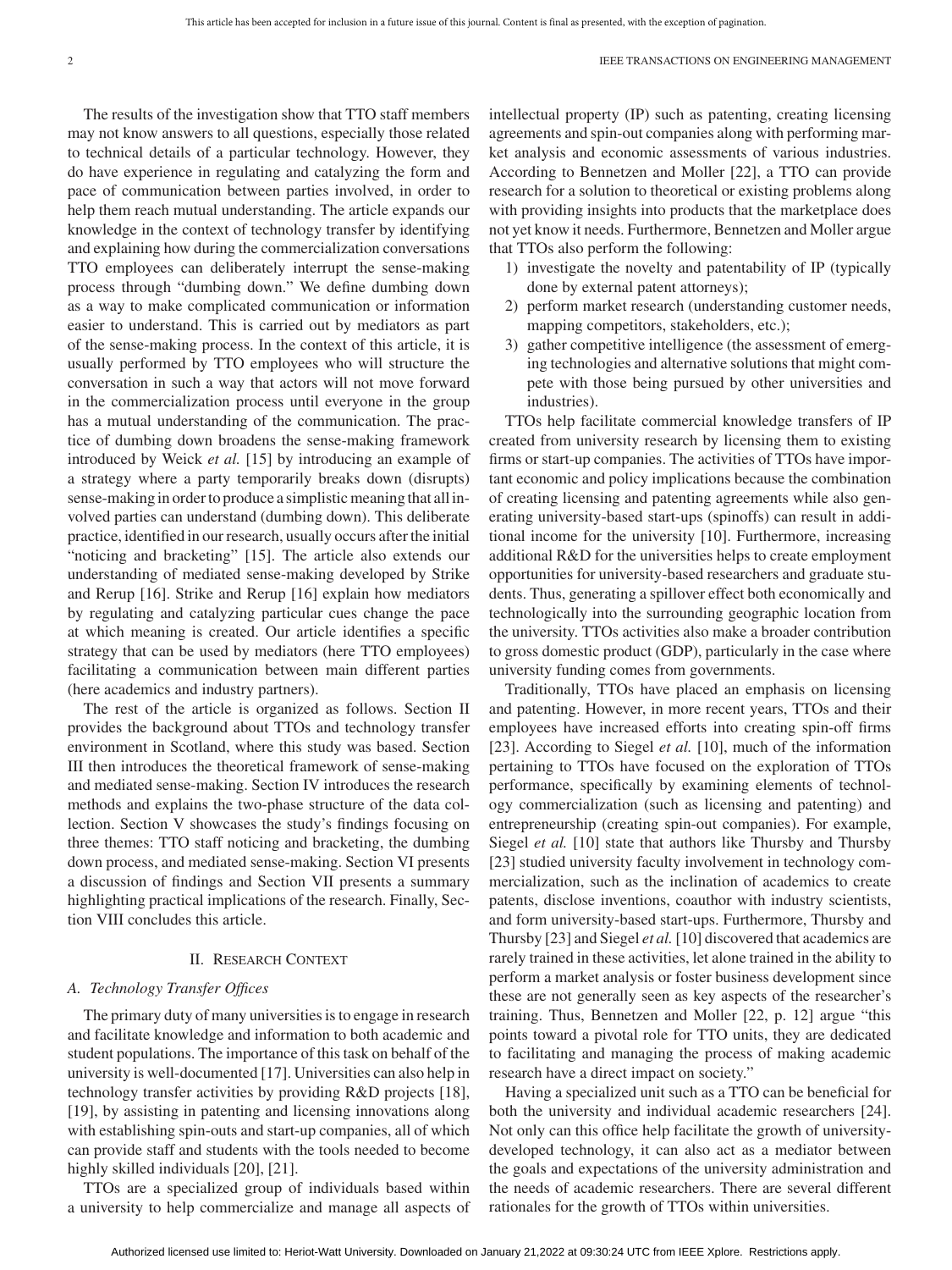The results of the investigation show that TTO staff members may not know answers to all questions, especially those related to technical details of a particular technology. However, they do have experience in regulating and catalyzing the form and pace of communication between parties involved, in order to help them reach mutual understanding. The article expands our knowledge in the context of technology transfer by identifying and explaining how during the commercialization conversations TTO employees can deliberately interrupt the sense-making process through "dumbing down." We define dumbing down as a way to make complicated communication or information easier to understand. This is carried out by mediators as part of the sense-making process. In the context of this article, it is usually performed by TTO employees who will structure the conversation in such a way that actors will not move forward in the commercialization process until everyone in the group has a mutual understanding of the communication. The practice of dumbing down broadens the sense-making framework introduced by Weick *et al.* [15] by introducing an example of a strategy where a party temporarily breaks down (disrupts) sense-making in order to produce a simplistic meaning that all involved parties can understand (dumbing down). This deliberate practice, identified in our research, usually occurs after the initial "noticing and bracketing" [15]. The article also extends our understanding of mediated sense-making developed by Strike and Rerup [16]. Strike and Rerup [16] explain how mediators by regulating and catalyzing particular cues change the pace at which meaning is created. Our article identifies a specific strategy that can be used by mediators (here TTO employees) facilitating a communication between main different parties (here academics and industry partners).

The rest of the article is organized as follows. Section II provides the background about TTOs and technology transfer environment in Scotland, where this study was based. Section III then introduces the theoretical framework of sense-making and mediated sense-making. Section IV introduces the research methods and explains the two-phase structure of the data collection. Section V showcases the study's findings focusing on three themes: TTO staff noticing and bracketing, the dumbing down process, and mediated sense-making. Section VI presents a discussion of findings and Section VII presents a summary highlighting practical implications of the research. Finally, Section VIII concludes this article.

## II. Research Context

### A. Technology Transfer Offices

The primary duty of many universities is to engage in research and facilitate knowledge and information to both academic and student populations. The importance of this task on behalf of the university is well-documented [17]. Universities can also help in technology transfer activities by providing R&D projects [18], [19], by assisting in patenting and licensing innovations along with establishing spin-outs and start-up companies, all of which can provide staff and students with the tools needed to become highly skilled individuals [20], [21].

TTOs are a specialized group of individuals based within a university to help commercialize and manage all aspects of intellectual property (IP) such as patenting, creating licensing agreements and spin-out companies along with performing market analysis and economic assessments of various industries. According to Bennetzen and Moller [22], a TTO can provide research for a solution to theoretical or existing problems along with providing insights into products that the marketplace does not yet know it needs. Furthermore, Bennetzen and Moller argue that TTOs also perform the following:

1) investigate the novelty and patentability of IP (typically done by external patent attorneys);
2) perform market research (understanding customer needs, mapping competitors, stakeholders, etc.);
3) gather competitive intelligence (the assessment of emerging technologies and alternative solutions that might compete with those being pursued by other universities and industries).

TTOs help facilitate commercial knowledge transfers of IP created from university research by licensing them to existing firms or start-up companies. The activities of TTOs have important economic and policy implications because the combination of creating licensing and patenting agreements while also generating university-based start-ups (spinoffs) can result in additional income for the university [10]. Furthermore, increasing additional R&D for the universities helps to create employment opportunities for university-based researchers and graduate students. Thus, generating a spillover effect both economically and technologically into the surrounding geographic location from the university. TTOs activities also make a broader contribution to gross domestic product (GDP), particularly in the case where university funding comes from governments.

Traditionally, TTOs have placed an emphasis on licensing and patenting. However, in more recent years, TTOs and their employees have increased efforts into creating spin-off firms [23]. According to Siegel *et al.* [10], much of the information pertaining to TTOs have focused on the exploration of TTOs performance, specifically by examining elements of technology commercialization (such as licensing and patenting) and entrepreneurship (creating spin-out companies). For example, Siegel *et al.* [10] state that authors like Thursby and Thursby [23] studied university faculty involvement in technology commercialization, such as the inclination of academics to create patents, disclose inventions, coauthor with industry scientists, and form university-based start-ups. Furthermore, Thursby and Thursby [23] and Siegel *et al.* [10] discovered that academics are rarely trained in these activities, let alone trained in the ability to perform a market analysis or foster business development since these are not generally seen as key aspects of the researcher's training. Thus, Bennetzen and Moller [22, p. 12] argue "this points toward a pivotal role for TTO units, they are dedicated to facilitating and managing the process of making academic research have a direct impact on society."

Having a specialized unit such as a TTO can be beneficial for both the university and individual academic researchers [24]. Not only can this office help facilitate the growth of university-developed technology, it can also act as a mediator between the goals and expectations of the university administration and the needs of academic researchers. There are several different rationales for the growth of TTOs within universities.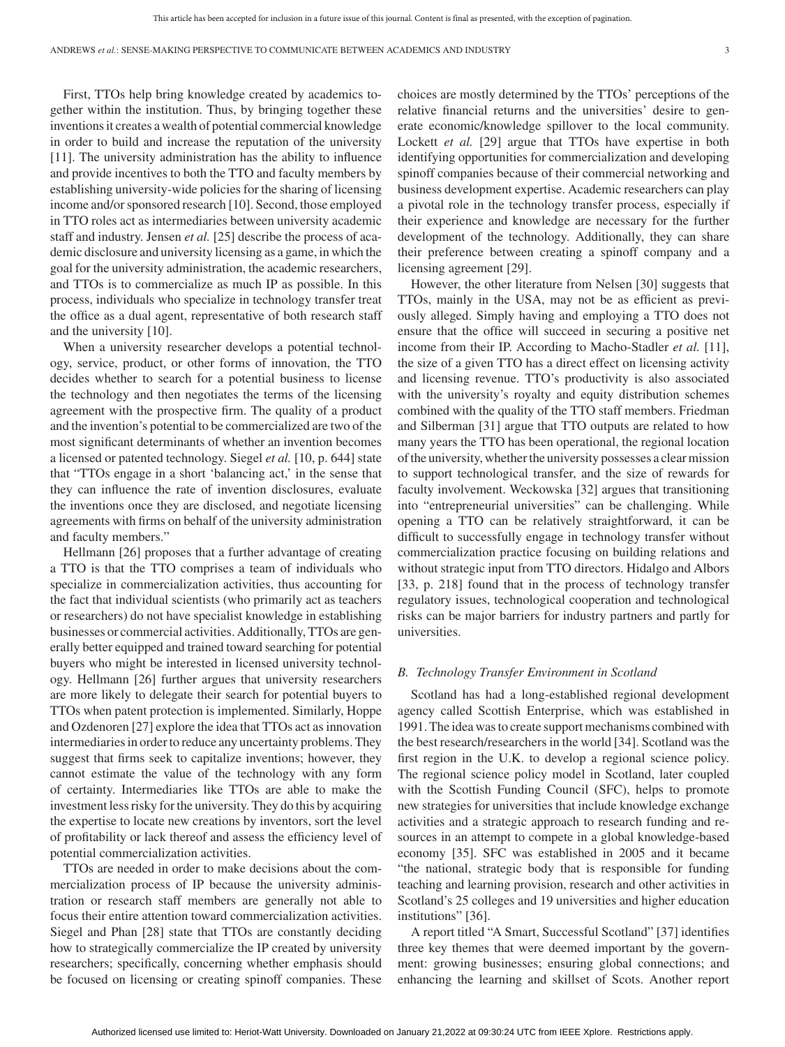First, TTOs help bring knowledge created by academics together within the institution. Thus, by bringing together these inventions it creates a wealth of potential commercial knowledge in order to build and increase the reputation of the university [11]. The university administration has the ability to influence and provide incentives to both the TTO and faculty members by establishing university-wide policies for the sharing of licensing income and/or sponsored research [10]. Second, those employed in TTO roles act as intermediaries between university academic staff and industry. Jensen *et al.* [25] describe the process of academic disclosure and university licensing as a game, in which the goal for the university administration, the academic researchers, and TTOs is to commercialize as much IP as possible. In this process, individuals who specialize in technology transfer treat the office as a dual agent, representative of both research staff and the university [10].

When a university researcher develops a potential technology, service, product, or other forms of innovation, the TTO decides whether to search for a potential business to license the technology and then negotiates the terms of the licensing agreement with the prospective firm. The quality of a product and the invention's potential to be commercialized are two of the most significant determinants of whether an invention becomes a licensed or patented technology. Siegel *et al.* [10, p. 644] state that "TTOs engage in a short 'balancing act,' in the sense that they can influence the rate of invention disclosures, evaluate the inventions once they are disclosed, and negotiate licensing agreements with firms on behalf of the university administration and faculty members."

Hellmann [26] proposes that a further advantage of creating a TTO is that the TTO comprises a team of individuals who specialize in commercialization activities, thus accounting for the fact that individual scientists (who primarily act as teachers or researchers) do not have specialist knowledge in establishing businesses or commercial activities. Additionally, TTOs are generally better equipped and trained toward searching for potential buyers who might be interested in licensed university technology. Hellmann [26] further argues that university researchers are more likely to delegate their search for potential buyers to TTOs when patent protection is implemented. Similarly, Hoppe and Ozdenoren [27] explore the idea that TTOs act as innovation intermediaries in order to reduce any uncertainty problems. They suggest that firms seek to capitalize inventions; however, they cannot estimate the value of the technology with any form of certainty. Intermediaries like TTOs are able to make the investment less risky for the university. They do this by acquiring the expertise to locate new creations by inventors, sort the level of profitability or lack thereof and assess the efficiency level of potential commercialization activities.

TTOs are needed in order to make decisions about the commercialization process of IP because the university administration or research staff members are generally not able to focus their entire attention toward commercialization activities. Siegel and Phan [28] state that TTOs are constantly deciding how to strategically commercialize the IP created by university researchers; specifically, concerning whether emphasis should be focused on licensing or creating spinoff companies. These choices are mostly determined by the TTOs' perceptions of the relative financial returns and the universities' desire to generate economic/knowledge spillover to the local community. Lockett *et al.* [29] argue that TTOs have expertise in both identifying opportunities for commercialization and developing spinoff companies because of their commercial networking and business development expertise. Academic researchers can play a pivotal role in the technology transfer process, especially if their experience and knowledge are necessary for the further development of the technology. Additionally, they can share their preference between creating a spinoff company and a licensing agreement [29].

However, the other literature from Nelsen [30] suggests that TTOs, mainly in the USA, may not be as efficient as previously alleged. Simply having and employing a TTO does not ensure that the office will succeed in securing a positive net income from their IP. According to Macho-Stadler *et al.* [11], the size of a given TTO has a direct effect on licensing activity and licensing revenue. TTO's productivity is also associated with the university's royalty and equity distribution schemes combined with the quality of the TTO staff members. Friedman and Silberman [31] argue that TTO outputs are related to how many years the TTO has been operational, the regional location of the university, whether the university possesses a clear mission to support technological transfer, and the size of rewards for faculty involvement. Weckowska [32] argues that transitioning into "entrepreneurial universities" can be challenging. While opening a TTO can be relatively straightforward, it can be difficult to successfully engage in technology transfer without commercialization practice focusing on building relations and without strategic input from TTO directors. Hidalgo and Albors [33, p. 218] found that in the process of technology transfer regulatory issues, technological cooperation and technological risks can be major barriers for industry partners and partly for universities.

### *B. Technology Transfer Environment in Scotland*

Scotland has had a long-established regional development agency called Scottish Enterprise, which was established in 1991. The idea was to create support mechanisms combined with the best research/researchers in the world [34]. Scotland was the first region in the U.K. to develop a regional science policy. The regional science policy model in Scotland, later coupled with the Scottish Funding Council (SFC), helps to promote new strategies for universities that include knowledge exchange activities and a strategic approach to research funding and resources in an attempt to compete in a global knowledge-based economy [35]. SFC was established in 2005 and it became "the national, strategic body that is responsible for funding teaching and learning provision, research and other activities in Scotland's 25 colleges and 19 universities and higher education institutions" [36].

A report titled "A Smart, Successful Scotland" [37] identifies three key themes that were deemed important by the government: growing businesses; ensuring global connections; and enhancing the learning and skillset of Scots. Another report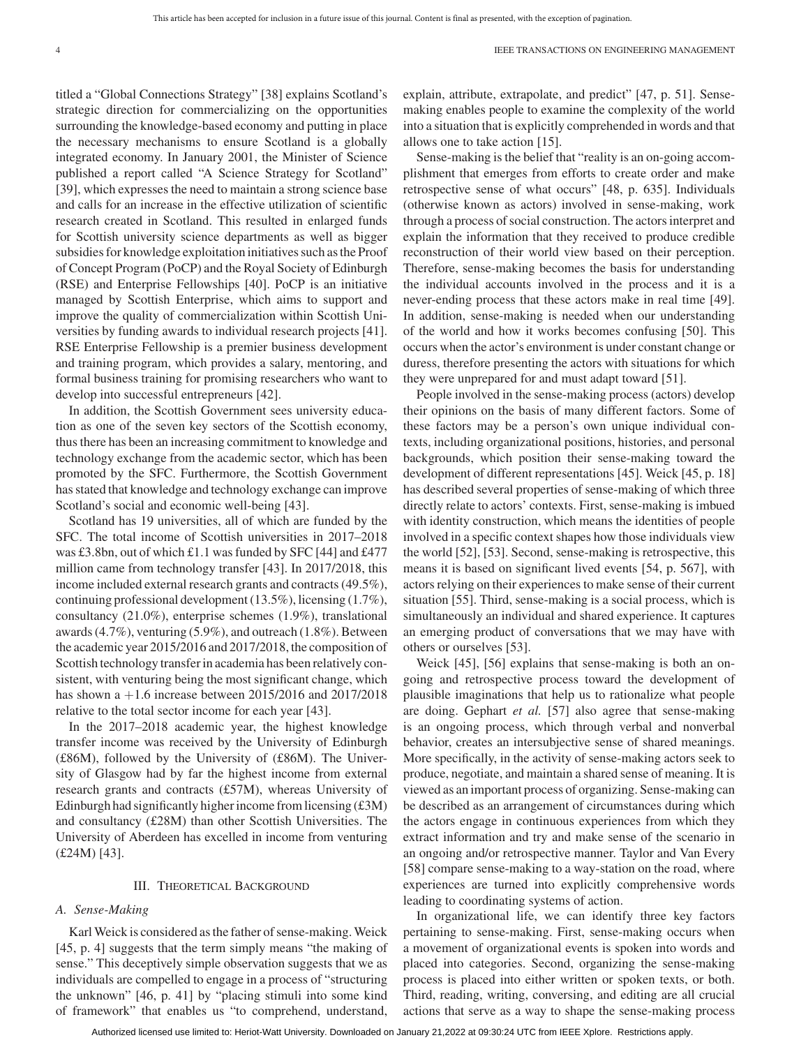titled a "Global Connections Strategy" [38] explains Scotland's strategic direction for commercializing on the opportunities surrounding the knowledge-based economy and putting in place the necessary mechanisms to ensure Scotland is a globally integrated economy. In January 2001, the Minister of Science published a report called "A Science Strategy for Scotland" [39], which expresses the need to maintain a strong science base and calls for an increase in the effective utilization of scientific research created in Scotland. This resulted in enlarged funds for Scottish university science departments as well as bigger subsidies for knowledge exploitation initiatives such as the Proof of Concept Program (PoCP) and the Royal Society of Edinburgh (RSE) and Enterprise Fellowships [40]. PoCP is an initiative managed by Scottish Enterprise, which aims to support and improve the quality of commercialization within Scottish Universities by funding awards to individual research projects [41]. RSE Enterprise Fellowship is a premier business development and training program, which provides a salary, mentoring, and formal business training for promising researchers who want to develop into successful entrepreneurs [42].

In addition, the Scottish Government sees university education as one of the seven key sectors of the Scottish economy, thus there has been an increasing commitment to knowledge and technology exchange from the academic sector, which has been promoted by the SFC. Furthermore, the Scottish Government has stated that knowledge and technology exchange can improve Scotland's social and economic well-being [43].

Scotland has 19 universities, all of which are funded by the SFC. The total income of Scottish universities in 2017–2018 was £3.8bn, out of which £1.1 was funded by SFC [44] and £477 million came from technology transfer [43]. In 2017/2018, this income included external research grants and contracts (49.5%), continuing professional development (13.5%), licensing (1.7%), consultancy (21.0%), enterprise schemes (1.9%), translational awards (4.7%), venturing (5.9%), and outreach (1.8%). Between the academic year 2015/2016 and 2017/2018, the composition of Scottish technology transfer in academia has been relatively consistent, with venturing being the most significant change, which has shown a +1.6 increase between 2015/2016 and 2017/2018 relative to the total sector income for each year [43].

In the 2017–2018 academic year, the highest knowledge transfer income was received by the University of Edinburgh (£86M), followed by the University of (£86M). The University of Glasgow had by far the highest income from external research grants and contracts (£57M), whereas University of Edinburgh had significantly higher income from licensing (£3M) and consultancy (£28M) than other Scottish Universities. The University of Aberdeen has excelled in income from venturing (£24M) [43].

## III. Theoretical Background

### A. Sense-Making

Karl Weick is considered as the father of sense-making. Weick [45, p. 4] suggests that the term simply means "the making of sense." This deceptively simple observation suggests that we as individuals are compelled to engage in a process of "structuring the unknown" [46, p. 41] by "placing stimuli into some kind of framework" that enables us "to comprehend, understand, explain, attribute, extrapolate, and predict" [47, p. 51]. Sense-making enables people to examine the complexity of the world into a situation that is explicitly comprehended in words and that allows one to take action [15].

Sense-making is the belief that "reality is an on-going accomplishment that emerges from efforts to create order and make retrospective sense of what occurs" [48, p. 635]. Individuals (otherwise known as actors) involved in sense-making, work through a process of social construction. The actors interpret and explain the information that they received to produce credible reconstruction of their world view based on their perception. Therefore, sense-making becomes the basis for understanding the individual accounts involved in the process and it is a never-ending process that these actors make in real time [49]. In addition, sense-making is needed when our understanding of the world and how it works becomes confusing [50]. This occurs when the actor's environment is under constant change or duress, therefore presenting the actors with situations for which they were unprepared for and must adapt toward [51].

People involved in the sense-making process (actors) develop their opinions on the basis of many different factors. Some of these factors may be a person's own unique individual contexts, including organizational positions, histories, and personal backgrounds, which position their sense-making toward the development of different representations [45]. Weick [45, p. 18] has described several properties of sense-making of which three directly relate to actors' contexts. First, sense-making is imbued with identity construction, which means the identities of people involved in a specific context shapes how those individuals view the world [52], [53]. Second, sense-making is retrospective, this means it is based on significant lived events [54, p. 567], with actors relying on their experiences to make sense of their current situation [55]. Third, sense-making is a social process, which is simultaneously an individual and shared experience. It captures an emerging product of conversations that we may have with others or ourselves [53].

Weick [45], [56] explains that sense-making is both an ongoing and retrospective process toward the development of plausible imaginations that help us to rationalize what people are doing. Gephart *et al.* [57] also agree that sense-making is an ongoing process, which through verbal and nonverbal behavior, creates an intersubjective sense of shared meanings. More specifically, in the activity of sense-making actors seek to produce, negotiate, and maintain a shared sense of meaning. It is viewed as an important process of organizing. Sense-making can be described as an arrangement of circumstances during which the actors engage in continuous experiences from which they extract information and try and make sense of the scenario in an ongoing and/or retrospective manner. Taylor and Van Every [58] compare sense-making to a way-station on the road, where experiences are turned into explicitly comprehensive words leading to coordinating systems of action.

In organizational life, we can identify three key factors pertaining to sense-making. First, sense-making occurs when a movement of organizational events is spoken into words and placed into categories. Second, organizing the sense-making process is placed into either written or spoken texts, or both. Third, reading, writing, conversing, and editing are all crucial actions that serve as a way to shape the sense-making process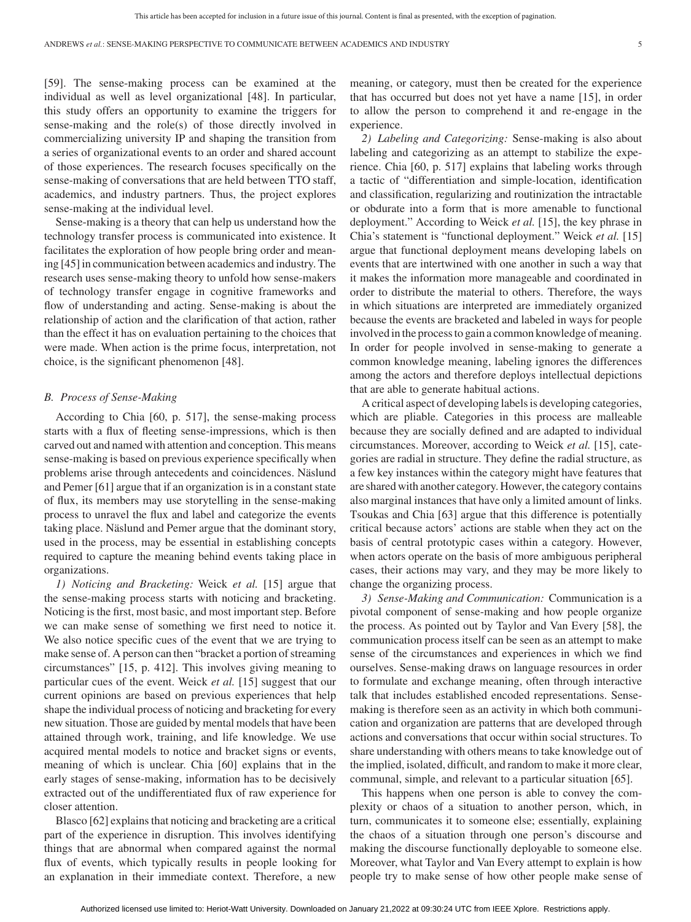[59]. The sense-making process can be examined at the individual as well as level organizational [48]. In particular, this study offers an opportunity to examine the triggers for sense-making and the role(s) of those directly involved in commercializing university IP and shaping the transition from a series of organizational events to an order and shared account of those experiences. The research focuses specifically on the sense-making of conversations that are held between TTO staff, academics, and industry partners. Thus, the project explores sense-making at the individual level.

Sense-making is a theory that can help us understand how the technology transfer process is communicated into existence. It facilitates the exploration of how people bring order and meaning [45] in communication between academics and industry. The research uses sense-making theory to unfold how sense-makers of technology transfer engage in cognitive frameworks and flow of understanding and acting. Sense-making is about the relationship of action and the clarification of that action, rather than the effect it has on evaluation pertaining to the choices that were made. When action is the prime focus, interpretation, not choice, is the significant phenomenon [48].

### *B. Process of Sense-Making*

According to Chia [60, p. 517], the sense-making process starts with a flux of fleeting sense-impressions, which is then carved out and named with attention and conception. This means sense-making is based on previous experience specifically when problems arise through antecedents and coincidences. Näslund and Pemer [61] argue that if an organization is in a constant state of flux, its members may use storytelling in the sense-making process to unravel the flux and label and categorize the events taking place. Näslund and Pemer argue that the dominant story, used in the process, may be essential in establishing concepts required to capture the meaning behind events taking place in organizations.

*1) Noticing and Bracketing:* Weick *et al.* [15] argue that the sense-making process starts with noticing and bracketing. Noticing is the first, most basic, and most important step. Before we can make sense of something we first need to notice it. We also notice specific cues of the event that we are trying to make sense of. A person can then "bracket a portion of streaming circumstances" [15, p. 412]. This involves giving meaning to particular cues of the event. Weick *et al.* [15] suggest that our current opinions are based on previous experiences that help shape the individual process of noticing and bracketing for every new situation. Those are guided by mental models that have been attained through work, training, and life knowledge. We use acquired mental models to notice and bracket signs or events, meaning of which is unclear. Chia [60] explains that in the early stages of sense-making, information has to be decisively extracted out of the undifferentiated flux of raw experience for closer attention.

Blasco [62] explains that noticing and bracketing are a critical part of the experience in disruption. This involves identifying things that are abnormal when compared against the normal flux of events, which typically results in people looking for an explanation in their immediate context. Therefore, a new meaning, or category, must then be created for the experience that has occurred but does not yet have a name [15], in order to allow the person to comprehend it and re-engage in the experience.

*2) Labeling and Categorizing:* Sense-making is also about labeling and categorizing as an attempt to stabilize the experience. Chia [60, p. 517] explains that labeling works through a tactic of "differentiation and simple-location, identification and classification, regularizing and routinization the intractable or obdurate into a form that is more amenable to functional deployment." According to Weick *et al.* [15], the key phrase in Chia's statement is "functional deployment." Weick *et al.* [15] argue that functional deployment means developing labels on events that are intertwined with one another in such a way that it makes the information more manageable and coordinated in order to distribute the material to others. Therefore, the ways in which situations are interpreted are immediately organized because the events are bracketed and labeled in ways for people involved in the process to gain a common knowledge of meaning. In order for people involved in sense-making to generate a common knowledge meaning, labeling ignores the differences among the actors and therefore deploys intellectual depictions that are able to generate habitual actions.

A critical aspect of developing labels is developing categories, which are pliable. Categories in this process are malleable because they are socially defined and are adapted to individual circumstances. Moreover, according to Weick *et al.* [15], categories are radial in structure. They define the radial structure, as a few key instances within the category might have features that are shared with another category. However, the category contains also marginal instances that have only a limited amount of links. Tsoukas and Chia [63] argue that this difference is potentially critical because actors' actions are stable when they act on the basis of central prototypic cases within a category. However, when actors operate on the basis of more ambiguous peripheral cases, their actions may vary, and they may be more likely to change the organizing process.

*3) Sense-Making and Communication:* Communication is a pivotal component of sense-making and how people organize the process. As pointed out by Taylor and Van Every [58], the communication process itself can be seen as an attempt to make sense of the circumstances and experiences in which we find ourselves. Sense-making draws on language resources in order to formulate and exchange meaning, often through interactive talk that includes established encoded representations. Sense-making is therefore seen as an activity in which both communication and organization are patterns that are developed through actions and conversations that occur within social structures. To share understanding with others means to take knowledge out of the implied, isolated, difficult, and random to make it more clear, communal, simple, and relevant to a particular situation [65].

This happens when one person is able to convey the complexity or chaos of a situation to another person, which, in turn, communicates it to someone else; essentially, explaining the chaos of a situation through one person's discourse and making the discourse functionally deployable to someone else. Moreover, what Taylor and Van Every attempt to explain is how people try to make sense of how other people make sense of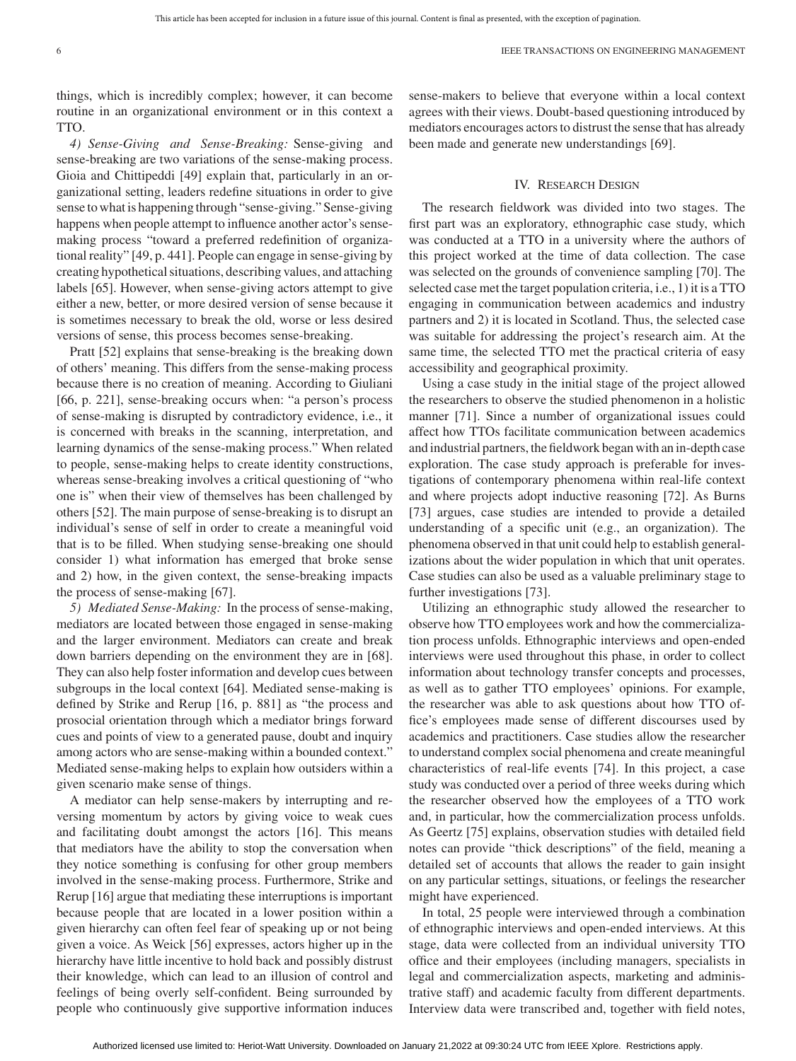things, which is incredibly complex; however, it can become routine in an organizational environment or in this context a TTO.

*4) Sense-Giving and Sense-Breaking:* Sense-giving and sense-breaking are two variations of the sense-making process. Gioia and Chittipeddi [49] explain that, particularly in an organizational setting, leaders redefine situations in order to give sense to what is happening through "sense-giving." Sense-giving happens when people attempt to influence another actor's sense-making process "toward a preferred redefinition of organizational reality" [49, p. 441]. People can engage in sense-giving by creating hypothetical situations, describing values, and attaching labels [65]. However, when sense-giving actors attempt to give either a new, better, or more desired version of sense because it is sometimes necessary to break the old, worse or less desired versions of sense, this process becomes sense-breaking.

Pratt [52] explains that sense-breaking is the breaking down of others' meaning. This differs from the sense-making process because there is no creation of meaning. According to Giuliani [66, p. 221], sense-breaking occurs when: "a person's process of sense-making is disrupted by contradictory evidence, i.e., it is concerned with breaks in the scanning, interpretation, and learning dynamics of the sense-making process." When related to people, sense-making helps to create identity constructions, whereas sense-breaking involves a critical questioning of "who one is" when their view of themselves has been challenged by others [52]. The main purpose of sense-breaking is to disrupt an individual's sense of self in order to create a meaningful void that is to be filled. When studying sense-breaking one should consider 1) what information has emerged that broke sense and 2) how, in the given context, the sense-breaking impacts the process of sense-making [67].

*5) Mediated Sense-Making:* In the process of sense-making, mediators are located between those engaged in sense-making and the larger environment. Mediators can create and break down barriers depending on the environment they are in [68]. They can also help foster information and develop cues between subgroups in the local context [64]. Mediated sense-making is defined by Strike and Rerup [16, p. 881] as "the process and prosocial orientation through which a mediator brings forward cues and points of view to a generated pause, doubt and inquiry among actors who are sense-making within a bounded context." Mediated sense-making helps to explain how outsiders within a given scenario make sense of things.

A mediator can help sense-makers by interrupting and reversing momentum by actors by giving voice to weak cues and facilitating doubt amongst the actors [16]. This means that mediators have the ability to stop the conversation when they notice something is confusing for other group members involved in the sense-making process. Furthermore, Strike and Rerup [16] argue that mediating these interruptions is important because people that are located in a lower position within a given hierarchy can often feel fear of speaking up or not being given a voice. As Weick [56] expresses, actors higher up in the hierarchy have little incentive to hold back and possibly distrust their knowledge, which can lead to an illusion of control and feelings of being overly self-confident. Being surrounded by people who continuously give supportive information induces sense-makers to believe that everyone within a local context agrees with their views. Doubt-based questioning introduced by mediators encourages actors to distrust the sense that has already been made and generate new understandings [69].

## IV. Research Design

The research fieldwork was divided into two stages. The first part was an exploratory, ethnographic case study, which was conducted at a TTO in a university where the authors of this project worked at the time of data collection. The case was selected on the grounds of convenience sampling [70]. The selected case met the target population criteria, i.e., 1) it is a TTO engaging in communication between academics and industry partners and 2) it is located in Scotland. Thus, the selected case was suitable for addressing the project's research aim. At the same time, the selected TTO met the practical criteria of easy accessibility and geographical proximity.

Using a case study in the initial stage of the project allowed the researchers to observe the studied phenomenon in a holistic manner [71]. Since a number of organizational issues could affect how TTOs facilitate communication between academics and industrial partners, the fieldwork began with an in-depth case exploration. The case study approach is preferable for investigations of contemporary phenomena within real-life context and where projects adopt inductive reasoning [72]. As Burns [73] argues, case studies are intended to provide a detailed understanding of a specific unit (e.g., an organization). The phenomena observed in that unit could help to establish generalizations about the wider population in which that unit operates. Case studies can also be used as a valuable preliminary stage to further investigations [73].

Utilizing an ethnographic study allowed the researcher to observe how TTO employees work and how the commercialization process unfolds. Ethnographic interviews and open-ended interviews were used throughout this phase, in order to collect information about technology transfer concepts and processes, as well as to gather TTO employees' opinions. For example, the researcher was able to ask questions about how TTO office's employees made sense of different discourses used by academics and practitioners. Case studies allow the researcher to understand complex social phenomena and create meaningful characteristics of real-life events [74]. In this project, a case study was conducted over a period of three weeks during which the researcher observed how the employees of a TTO work and, in particular, how the commercialization process unfolds. As Geertz [75] explains, observation studies with detailed field notes can provide "thick descriptions" of the field, meaning a detailed set of accounts that allows the reader to gain insight on any particular settings, situations, or feelings the researcher might have experienced.

In total, 25 people were interviewed through a combination of ethnographic interviews and open-ended interviews. At this stage, data were collected from an individual university TTO office and their employees (including managers, specialists in legal and commercialization aspects, marketing and administrative staff) and academic faculty from different departments. Interview data were transcribed and, together with field notes,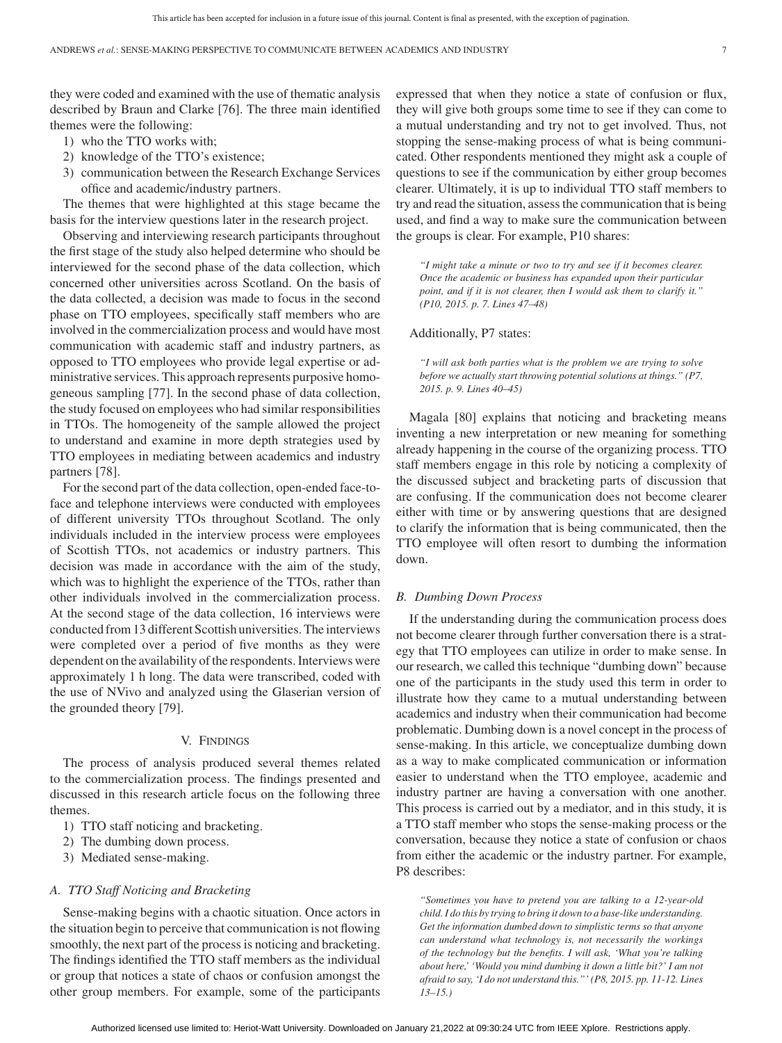they were coded and examined with the use of thematic analysis described by Braun and Clarke [76]. The three main identified themes were the following:

1) who the TTO works with;
2) knowledge of the TTO's existence;
3) communication between the Research Exchange Services office and academic/industry partners.

The themes that were highlighted at this stage became the basis for the interview questions later in the research project.

Observing and interviewing research participants throughout the first stage of the study also helped determine who should be interviewed for the second phase of the data collection, which concerned other universities across Scotland. On the basis of the data collected, a decision was made to focus in the second phase on TTO employees, specifically staff members who are involved in the commercialization process and would have most communication with academic staff and industry partners, as opposed to TTO employees who provide legal expertise or administrative services. This approach represents purposive homogeneous sampling [77]. In the second phase of data collection, the study focused on employees who had similar responsibilities in TTOs. The homogeneity of the sample allowed the project to understand and examine in more depth strategies used by TTO employees in mediating between academics and industry partners [78].

For the second part of the data collection, open-ended face-to-face and telephone interviews were conducted with employees of different university TTOs throughout Scotland. The only individuals included in the interview process were employees of Scottish TTOs, not academics or industry partners. This decision was made in accordance with the aim of the study, which was to highlight the experience of the TTOs, rather than other individuals involved in the commercialization process. At the second stage of the data collection, 16 interviews were conducted from 13 different Scottish universities. The interviews were completed over a period of five months as they were dependent on the availability of the respondents. Interviews were approximately 1 h long. The data were transcribed, coded with the use of NVivo and analyzed using the Glaserian version of the grounded theory [79].

## V. Findings

The process of analysis produced several themes related to the commercialization process. The findings presented and discussed in this research article focus on the following three themes.

1) TTO staff noticing and bracketing.
2) The dumbing down process.
3) Mediated sense-making.

### *A. TTO Staff Noticing and Bracketing*

Sense-making begins with a chaotic situation. Once actors in the situation begin to perceive that communication is not flowing smoothly, the next part of the process is noticing and bracketing. The findings identified the TTO staff members as the individual or group that notices a state of chaos or confusion amongst the other group members. For example, some of the participants expressed that when they notice a state of confusion or flux, they will give both groups some time to see if they can come to a mutual understanding and try not to get involved. Thus, not stopping the sense-making process of what is being communicated. Other respondents mentioned they might ask a couple of questions to see if the communication by either group becomes clearer. Ultimately, it is up to individual TTO staff members to try and read the situation, assess the communication that is being used, and find a way to make sure the communication between the groups is clear. For example, P10 shares:

> *"I might take a minute or two to try and see if it becomes clearer. Once the academic or business has expanded upon their particular point, and if it is not clearer, then I would ask them to clarify it." (P10, 2015. p. 7. Lines 47–48)*

Additionally, P7 states:

> *"I will ask both parties what is the problem we are trying to solve before we actually start throwing potential solutions at things." (P7, 2015. p. 9. Lines 40–45)*

Magala [80] explains that noticing and bracketing means inventing a new interpretation or new meaning for something already happening in the course of the organizing process. TTO staff members engage in this role by noticing a complexity of the discussed subject and bracketing parts of discussion that are confusing. If the communication does not become clearer either with time or by answering questions that are designed to clarify the information that is being communicated, then the TTO employee will often resort to dumbing the information down.

### *B. Dumbing Down Process*

If the understanding during the communication process does not become clearer through further conversation there is a strategy that TTO employees can utilize in order to make sense. In our research, we called this technique "dumbing down" because one of the participants in the study used this term in order to illustrate how they came to a mutual understanding between academics and industry when their communication had become problematic. Dumbing down is a novel concept in the process of sense-making. In this article, we conceptualize dumbing down as a way to make complicated communication or information easier to understand when the TTO employee, academic and industry partner are having a conversation with one another. This process is carried out by a mediator, and in this study, it is a TTO staff member who stops the sense-making process or the conversation, because they notice a state of confusion or chaos from either the academic or the industry partner. For example, P8 describes:

> *"Sometimes you have to pretend you are talking to a 12-year-old child. I do this by trying to bring it down to a base-like understanding. Get the information dumbed down to simplistic terms so that anyone can understand what technology is, not necessarily the workings of the technology but the benefits. I will ask, 'What you're talking about here,' 'Would you mind dumbing it down a little bit?' I am not afraid to say, 'I do not understand this."' (P8, 2015. pp. 11-12. Lines 13–15.)*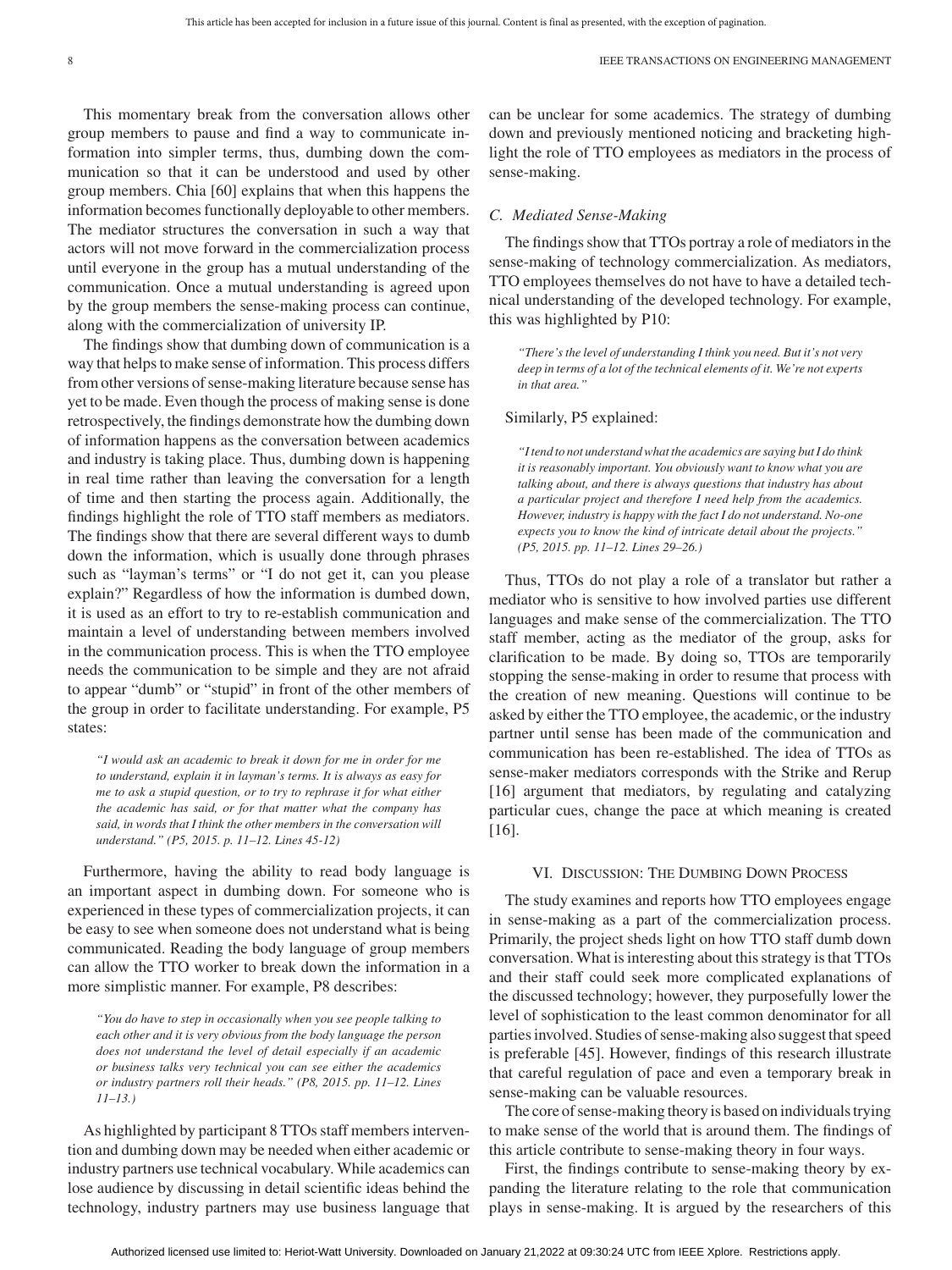This momentary break from the conversation allows other group members to pause and find a way to communicate information into simpler terms, thus, dumbing down the communication so that it can be understood and used by other group members. Chia [60] explains that when this happens the information becomes functionally deployable to other members. The mediator structures the conversation in such a way that actors will not move forward in the commercialization process until everyone in the group has a mutual understanding of the communication. Once a mutual understanding is agreed upon by the group members the sense-making process can continue, along with the commercialization of university IP.

The findings show that dumbing down of communication is a way that helps to make sense of information. This process differs from other versions of sense-making literature because sense has yet to be made. Even though the process of making sense is done retrospectively, the findings demonstrate how the dumbing down of information happens as the conversation between academics and industry is taking place. Thus, dumbing down is happening in real time rather than leaving the conversation for a length of time and then starting the process again. Additionally, the findings highlight the role of TTO staff members as mediators. The findings show that there are several different ways to dumb down the information, which is usually done through phrases such as "layman's terms" or "I do not get it, can you please explain?" Regardless of how the information is dumbed down, it is used as an effort to try to re-establish communication and maintain a level of understanding between members involved in the communication process. This is when the TTO employee needs the communication to be simple and they are not afraid to appear "dumb" or "stupid" in front of the other members of the group in order to facilitate understanding. For example, P5 states:

> *"I would ask an academic to break it down for me in order for me to understand, explain it in layman's terms. It is always as easy for me to ask a stupid question, or to try to rephrase it for what either the academic has said, or for that matter what the company has said, in words that I think the other members in the conversation will understand." (P5, 2015. p. 11–12. Lines 45-12)*

Furthermore, having the ability to read body language is an important aspect in dumbing down. For someone who is experienced in these types of commercialization projects, it can be easy to see when someone does not understand what is being communicated. Reading the body language of group members can allow the TTO worker to break down the information in a more simplistic manner. For example, P8 describes:

> *"You do have to step in occasionally when you see people talking to each other and it is very obvious from the body language the person does not understand the level of detail especially if an academic or business talks very technical you can see either the academics or industry partners roll their heads." (P8, 2015. pp. 11–12. Lines 11–13.)*

As highlighted by participant 8 TTOs staff members intervention and dumbing down may be needed when either academic or industry partners use technical vocabulary. While academics can lose audience by discussing in detail scientific ideas behind the technology, industry partners may use business language that can be unclear for some academics. The strategy of dumbing down and previously mentioned noticing and bracketing highlight the role of TTO employees as mediators in the process of sense-making.

### C. Mediated Sense-Making

The findings show that TTOs portray a role of mediators in the sense-making of technology commercialization. As mediators, TTO employees themselves do not have to have a detailed technical understanding of the developed technology. For example, this was highlighted by P10:

> *"There's the level of understanding I think you need. But it's not very deep in terms of a lot of the technical elements of it. We're not experts in that area."*

Similarly, P5 explained:

> *"I tend to not understand what the academics are saying but I do think it is reasonably important. You obviously want to know what you are talking about, and there is always questions that industry has about a particular project and therefore I need help from the academics. However, industry is happy with the fact I do not understand. No-one expects you to know the kind of intricate detail about the projects." (P5, 2015. pp. 11–12. Lines 29–26.)*

Thus, TTOs do not play a role of a translator but rather a mediator who is sensitive to how involved parties use different languages and make sense of the commercialization. The TTO staff member, acting as the mediator of the group, asks for clarification to be made. By doing so, TTOs are temporarily stopping the sense-making in order to resume that process with the creation of new meaning. Questions will continue to be asked by either the TTO employee, the academic, or the industry partner until sense has been made of the communication and communication has been re-established. The idea of TTOs as sense-maker mediators corresponds with the Strike and Rerup [16] argument that mediators, by regulating and catalyzing particular cues, change the pace at which meaning is created [16].

## VI. Discussion: The Dumbing Down Process

The study examines and reports how TTO employees engage in sense-making as a part of the commercialization process. Primarily, the project sheds light on how TTO staff dumb down conversation. What is interesting about this strategy is that TTOs and their staff could seek more complicated explanations of the discussed technology; however, they purposefully lower the level of sophistication to the least common denominator for all parties involved. Studies of sense-making also suggest that speed is preferable [45]. However, findings of this research illustrate that careful regulation of pace and even a temporary break in sense-making can be valuable resources.

The core of sense-making theory is based on individuals trying to make sense of the world that is around them. The findings of this article contribute to sense-making theory in four ways.

First, the findings contribute to sense-making theory by expanding the literature relating to the role that communication plays in sense-making. It is argued by the researchers of this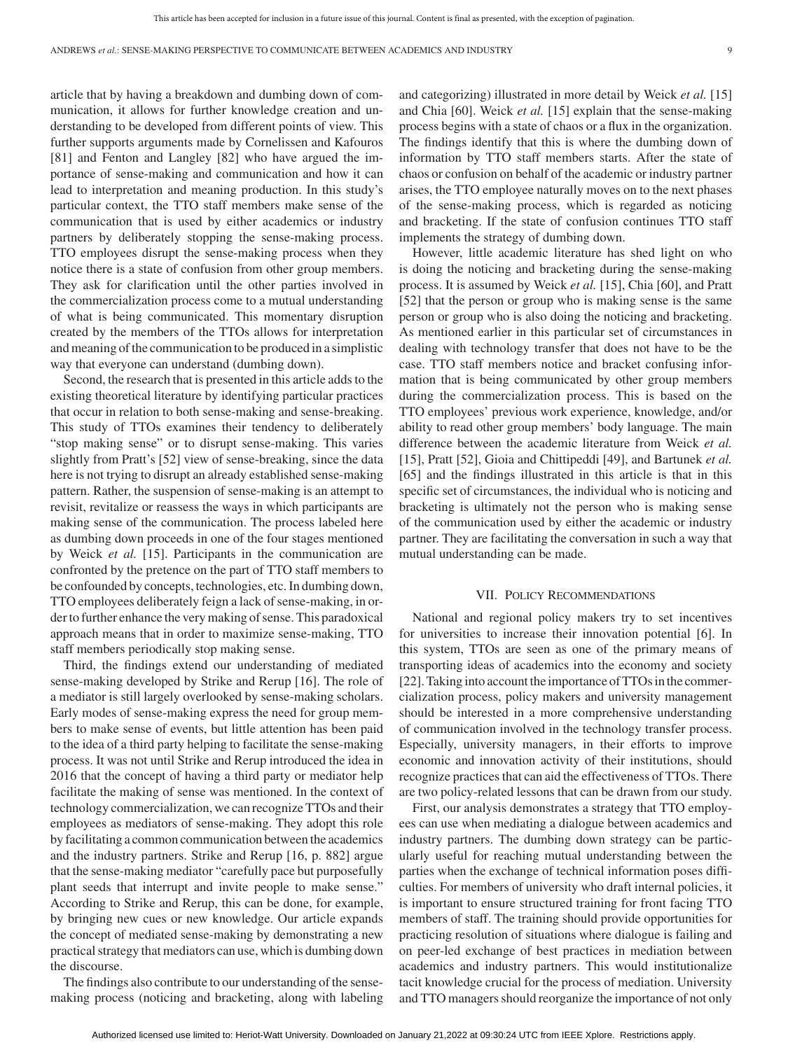article that by having a breakdown and dumbing down of communication, it allows for further knowledge creation and understanding to be developed from different points of view. This further supports arguments made by Cornelissen and Kafouros [81] and Fenton and Langley [82] who have argued the importance of sense-making and communication and how it can lead to interpretation and meaning production. In this study's particular context, the TTO staff members make sense of the communication that is used by either academics or industry partners by deliberately stopping the sense-making process. TTO employees disrupt the sense-making process when they notice there is a state of confusion from other group members. They ask for clarification until the other parties involved in the commercialization process come to a mutual understanding of what is being communicated. This momentary disruption created by the members of the TTOs allows for interpretation and meaning of the communication to be produced in a simplistic way that everyone can understand (dumbing down).

Second, the research that is presented in this article adds to the existing theoretical literature by identifying particular practices that occur in relation to both sense-making and sense-breaking. This study of TTOs examines their tendency to deliberately "stop making sense" or to disrupt sense-making. This varies slightly from Pratt's [52] view of sense-breaking, since the data here is not trying to disrupt an already established sense-making pattern. Rather, the suspension of sense-making is an attempt to revisit, revitalize or reassess the ways in which participants are making sense of the communication. The process labeled here as dumbing down proceeds in one of the four stages mentioned by Weick *et al.* [15]. Participants in the communication are confronted by the pretence on the part of TTO staff members to be confounded by concepts, technologies, etc. In dumbing down, TTO employees deliberately feign a lack of sense-making, in order to further enhance the very making of sense. This paradoxical approach means that in order to maximize sense-making, TTO staff members periodically stop making sense.

Third, the findings extend our understanding of mediated sense-making developed by Strike and Rerup [16]. The role of a mediator is still largely overlooked by sense-making scholars. Early modes of sense-making express the need for group members to make sense of events, but little attention has been paid to the idea of a third party helping to facilitate the sense-making process. It was not until Strike and Rerup introduced the idea in 2016 that the concept of having a third party or mediator help facilitate the making of sense was mentioned. In the context of technology commercialization, we can recognize TTOs and their employees as mediators of sense-making. They adopt this role by facilitating a common communication between the academics and the industry partners. Strike and Rerup [16, p. 882] argue that the sense-making mediator "carefully pace but purposefully plant seeds that interrupt and invite people to make sense." According to Strike and Rerup, this can be done, for example, by bringing new cues or new knowledge. Our article expands the concept of mediated sense-making by demonstrating a new practical strategy that mediators can use, which is dumbing down the discourse.

The findings also contribute to our understanding of the sense-making process (noticing and bracketing, along with labeling and categorizing) illustrated in more detail by Weick *et al.* [15] and Chia [60]. Weick *et al.* [15] explain that the sense-making process begins with a state of chaos or a flux in the organization. The findings identify that this is where the dumbing down of information by TTO staff members starts. After the state of chaos or confusion on behalf of the academic or industry partner arises, the TTO employee naturally moves on to the next phases of the sense-making process, which is regarded as noticing and bracketing. If the state of confusion continues TTO staff implements the strategy of dumbing down.

However, little academic literature has shed light on who is doing the noticing and bracketing during the sense-making process. It is assumed by Weick *et al.* [15], Chia [60], and Pratt [52] that the person or group who is making sense is the same person or group who is also doing the noticing and bracketing. As mentioned earlier in this particular set of circumstances in dealing with technology transfer that does not have to be the case. TTO staff members notice and bracket confusing information that is being communicated by other group members during the commercialization process. This is based on the TTO employees' previous work experience, knowledge, and/or ability to read other group members' body language. The main difference between the academic literature from Weick *et al.* [15], Pratt [52], Gioia and Chittipeddi [49], and Bartunek *et al.* [65] and the findings illustrated in this article is that in this specific set of circumstances, the individual who is noticing and bracketing is ultimately not the person who is making sense of the communication used by either the academic or industry partner. They are facilitating the conversation in such a way that mutual understanding can be made.

## VII. Policy Recommendations

National and regional policy makers try to set incentives for universities to increase their innovation potential [6]. In this system, TTOs are seen as one of the primary means of transporting ideas of academics into the economy and society [22]. Taking into account the importance of TTOs in the commercialization process, policy makers and university management should be interested in a more comprehensive understanding of communication involved in the technology transfer process. Especially, university managers, in their efforts to improve economic and innovation activity of their institutions, should recognize practices that can aid the effectiveness of TTOs. There are two policy-related lessons that can be drawn from our study.

First, our analysis demonstrates a strategy that TTO employees can use when mediating a dialogue between academics and industry partners. The dumbing down strategy can be particularly useful for reaching mutual understanding between the parties when the exchange of technical information poses difficulties. For members of university who draft internal policies, it is important to ensure structured training for front facing TTO members of staff. The training should provide opportunities for practicing resolution of situations where dialogue is failing and on peer-led exchange of best practices in mediation between academics and industry partners. This would institutionalize tacit knowledge crucial for the process of mediation. University and TTO managers should reorganize the importance of not only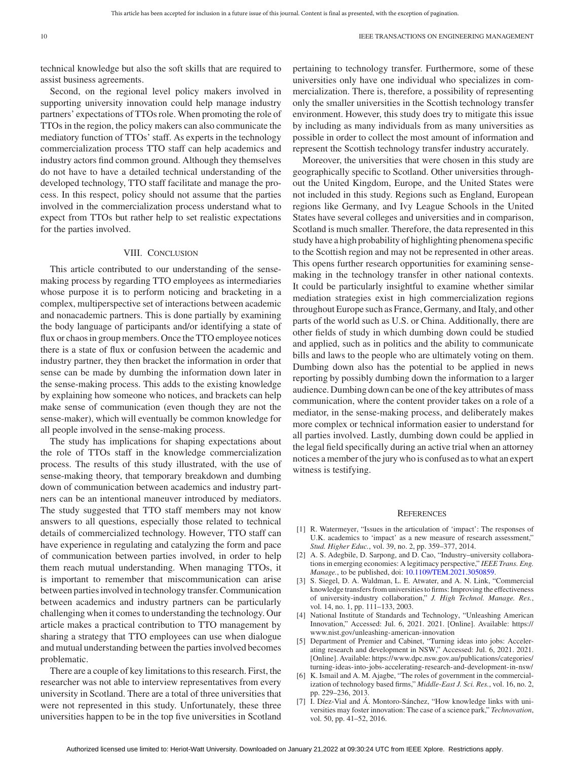technical knowledge but also the soft skills that are required to assist business agreements.

Second, on the regional level policy makers involved in supporting university innovation could help manage industry partners' expectations of TTOs role. When promoting the role of TTOs in the region, the policy makers can also communicate the mediatory function of TTOs' staff. As experts in the technology commercialization process TTO staff can help academics and industry actors find common ground. Although they themselves do not have to have a detailed technical understanding of the developed technology, TTO staff facilitate and manage the process. In this respect, policy should not assume that the parties involved in the commercialization process understand what to expect from TTOs but rather help to set realistic expectations for the parties involved.

## VIII. Conclusion

This article contributed to our understanding of the sense-making process by regarding TTO employees as intermediaries whose purpose it is to perform noticing and bracketing in a complex, multiperspective set of interactions between academic and nonacademic partners. This is done partially by examining the body language of participants and/or identifying a state of flux or chaos in group members. Once the TTO employee notices there is a state of flux or confusion between the academic and industry partner, they then bracket the information in order that sense can be made by dumbing the information down later in the sense-making process. This adds to the existing knowledge by explaining how someone who notices, and brackets can help make sense of communication (even though they are not the sense-maker), which will eventually be common knowledge for all people involved in the sense-making process.

The study has implications for shaping expectations about the role of TTOs staff in the knowledge commercialization process. The results of this study illustrated, with the use of sense-making theory, that temporary breakdown and dumbing down of communication between academics and industry partners can be an intentional maneuver introduced by mediators. The study suggested that TTO staff members may not know answers to all questions, especially those related to technical details of commercialized technology. However, TTO staff can have experience in regulating and catalyzing the form and pace of communication between parties involved, in order to help them reach mutual understanding. When managing TTOs, it is important to remember that miscommunication can arise between parties involved in technology transfer. Communication between academics and industry partners can be particularly challenging when it comes to understanding the technology. Our article makes a practical contribution to TTO management by sharing a strategy that TTO employees can use when dialogue and mutual understanding between the parties involved becomes problematic.

There are a couple of key limitations to this research. First, the researcher was not able to interview representatives from every university in Scotland. There are a total of three universities that were not represented in this study. Unfortunately, these three universities happen to be in the top five universities in Scotland pertaining to technology transfer. Furthermore, some of these universities only have one individual who specializes in commercialization. There is, therefore, a possibility of representing only the smaller universities in the Scottish technology transfer environment. However, this study does try to mitigate this issue by including as many individuals from as many universities as possible in order to collect the most amount of information and represent the Scottish technology transfer industry accurately.

Moreover, the universities that were chosen in this study are geographically specific to Scotland. Other universities throughout the United Kingdom, Europe, and the United States were not included in this study. Regions such as England, European regions like Germany, and Ivy League Schools in the United States have several colleges and universities and in comparison, Scotland is much smaller. Therefore, the data represented in this study have a high probability of highlighting phenomena specific to the Scottish region and may not be represented in other areas. This opens further research opportunities for examining sense-making in the technology transfer in other national contexts. It could be particularly insightful to examine whether similar mediation strategies exist in high commercialization regions throughout Europe such as France, Germany, and Italy, and other parts of the world such as U.S. or China. Additionally, there are other fields of study in which dumbing down could be studied and applied, such as in politics and the ability to communicate bills and laws to the people who are ultimately voting on them. Dumbing down also has the potential to be applied in news reporting by possibly dumbing down the information to a larger audience. Dumbing down can be one of the key attributes of mass communication, where the content provider takes on a role of a mediator, in the sense-making process, and deliberately makes more complex or technical information easier to understand for all parties involved. Lastly, dumbing down could be applied in the legal field specifically during an active trial when an attorney notices a member of the jury who is confused as to what an expert witness is testifying.

## References

[1] R. Watermeyer, "Issues in the articulation of 'impact': The responses of U.K. academics to 'impact' as a new measure of research assessment," *Stud. Higher Educ.*, vol. 39, no. 2, pp. 359–377, 2014.

[2] A. S. Adegbile, D. Sarpong, and D. Cao, "Industry–university collaborations in emerging economies: A legitimacy perspective," *IEEE Trans. Eng. Manage.*, to be published, doi: 10.1109/TEM.2021.3050859.

[3] S. Siegel, D. A. Waldman, L. E. Atwater, and A. N. Link, "Commercial knowledge transfers from universities to firms: Improving the effectiveness of university-industry collaboration," *J. High Technol. Manage. Res.*, vol. 14, no. 1, pp. 111–133, 2003.

[4] National Institute of Standards and Technology, "Unleashing American Innovation," Accessed: Jul. 6, 2021. 2021. [Online]. Available: https://www.nist.gov/unleashing-american-innovation

[5] Department of Premier and Cabinet, "Turning ideas into jobs: Accelerating research and development in NSW," Accessed: Jul. 6, 2021. 2021. [Online]. Available: https://www.dpc.nsw.gov.au/publications/categories/turning-ideas-into-jobs-accelerating-research-and-development-in-nsw/

[6] K. Ismail and A. M. Ajagbe, "The roles of government in the commercialization of technology based firms," *Middle-East J. Sci. Res.*, vol. 16, no. 2, pp. 229–236, 2013.

[7] I. Díez-Vial and Á. Montoro-Sánchez, "How knowledge links with universities may foster innovation: The case of a science park," *Technovation*, vol. 50, pp. 41–52, 2016.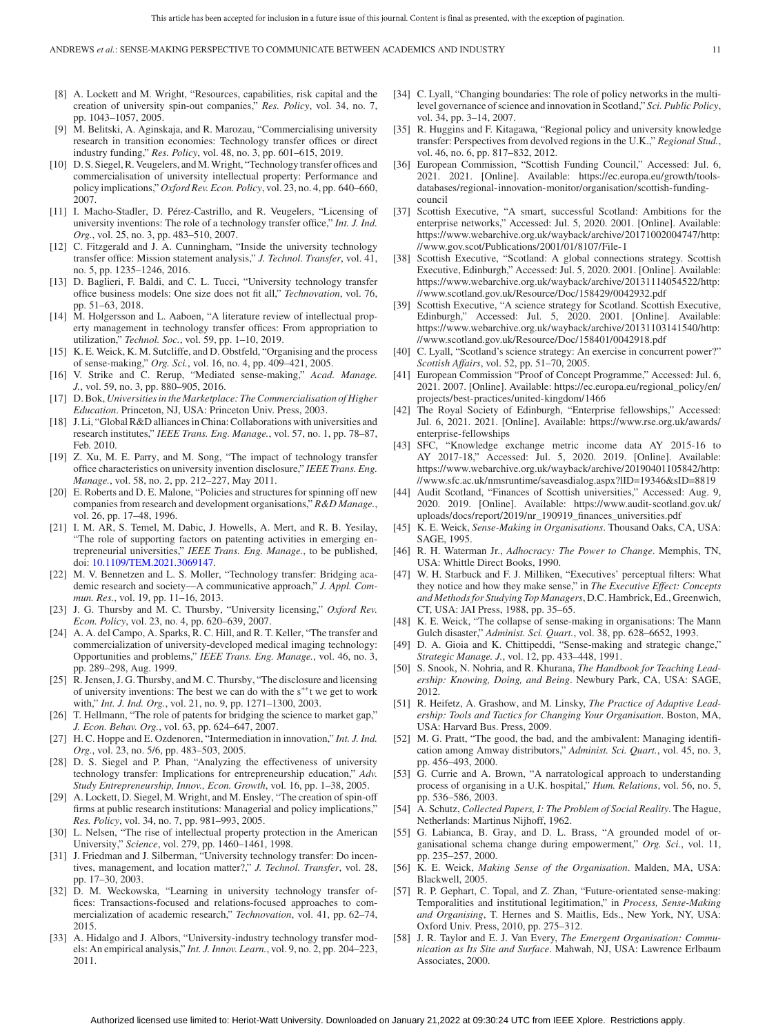[8] A. Lockett and M. Wright, "Resources, capabilities, risk capital and the creation of university spin-out companies," *Res. Policy*, vol. 34, no. 7, pp. 1043–1057, 2005.

[9] M. Belitski, A. Aginskaja, and R. Marozau, "Commercialising university research in transition economies: Technology transfer offices or direct industry funding," *Res. Policy*, vol. 48, no. 3, pp. 601–615, 2019.

[10] D. S. Siegel, R. Veugelers, and M. Wright, "Technology transfer offices and commercialisation of university intellectual property: Performance and policy implications," *Oxford Rev. Econ. Policy*, vol. 23, no. 4, pp. 640–660, 2007.

[11] I. Macho-Stadler, D. Pérez-Castrillo, and R. Veugelers, "Licensing of university inventions: The role of a technology transfer office," *Int. J. Ind. Org.*, vol. 25, no. 3, pp. 483–510, 2007.

[12] C. Fitzgerald and J. A. Cunningham, "Inside the university technology transfer office: Mission statement analysis," *J. Technol. Transfer*, vol. 41, no. 5, pp. 1235–1246, 2016.

[13] D. Baglieri, F. Baldi, and C. L. Tucci, "University technology transfer office business models: One size does not fit all," *Technovation*, vol. 76, pp. 51–63, 2018.

[14] M. Holgersson and L. Aaboen, "A literature review of intellectual property management in technology transfer offices: From appropriation to utilization," *Technol. Soc.*, vol. 59, pp. 1–10, 2019.

[15] K. E. Weick, K. M. Sutcliffe, and D. Obstfeld, "Organising and the process of sense-making," *Org. Sci.*, vol. 16, no. 4, pp. 409–421, 2005.

[16] V. Strike and C. Rerup, "Mediated sense-making," *Acad. Manage. J.*, vol. 59, no. 3, pp. 880–905, 2016.

[17] D. Bok, *Universities in the Marketplace: The Commercialisation of Higher Education*. Princeton, NJ, USA: Princeton Univ. Press, 2003.

[18] J. Li, "Global R&D alliances in China: Collaborations with universities and research institutes," *IEEE Trans. Eng. Manage.*, vol. 57, no. 1, pp. 78–87, Feb. 2010.

[19] Z. Xu, M. E. Parry, and M. Song, "The impact of technology transfer office characteristics on university invention disclosure," *IEEE Trans. Eng. Manage.*, vol. 58, no. 2, pp. 212–227, May 2011.

[20] E. Roberts and D. E. Malone, "Policies and structures for spinning off new companies from research and development organisations," *R&D Manage.*, vol. 26, pp. 17–48, 1996.

[21] I. M. AR, S. Temel, M. Dabic, J. Howells, A. Mert, and R. B. Yesilay, "The role of supporting factors on patenting activities in emerging entrepreneurial universities," *IEEE Trans. Eng. Manage.*, to be published, doi: 10.1109/TEM.2021.3069147.

[22] M. V. Bennetzen and L. S. Moller, "Technology transfer: Bridging academic research and society—A communicative approach," *J. Appl. Commun. Res.*, vol. 19, pp. 11–16, 2013.

[23] J. G. Thursby and M. C. Thursby, "University licensing," *Oxford Rev. Econ. Policy*, vol. 23, no. 4, pp. 620–639, 2007.

[24] A. A. del Campo, A. Sparks, R. C. Hill, and R. T. Keller, "The transfer and commercialization of university-developed medical imaging technology: Opportunities and problems," *IEEE Trans. Eng. Manage.*, vol. 46, no. 3, pp. 289–298, Aug. 1999.

[25] R. Jensen, J. G. Thursby, and M. C. Thursby, "The disclosure and licensing of university inventions: The best we can do with the s**t we get to work with," *Int. J. Ind. Org.*, vol. 21, no. 9, pp. 1271–1300, 2003.

[26] T. Hellmann, "The role of patents for bridging the science to market gap," *J. Econ. Behav. Org.*, vol. 63, pp. 624–647, 2007.

[27] H. C. Hoppe and E. Ozdenoren, "Intermediation in innovation," *Int. J. Ind. Org.*, vol. 23, no. 5/6, pp. 483–503, 2005.

[28] D. S. Siegel and P. Phan, "Analyzing the effectiveness of university technology transfer: Implications for entrepreneurship education," *Adv. Study Entrepreneurship, Innov., Econ. Growth*, vol. 16, pp. 1–38, 2005.

[29] A. Lockett, D. Siegel, M. Wright, and M. Ensley, "The creation of spin-off firms at public research institutions: Managerial and policy implications," *Res. Policy*, vol. 34, no. 7, pp. 981–993, 2005.

[30] L. Nelsen, "The rise of intellectual property protection in the American University," *Science*, vol. 279, pp. 1460–1461, 1998.

[31] J. Friedman and J. Silberman, "University technology transfer: Do incentives, management, and location matter?," *J. Technol. Transfer*, vol. 28, pp. 17–30, 2003.

[32] D. M. Weckowska, "Learning in university technology transfer offices: Transactions-focused and relations-focused approaches to commercialization of academic research," *Technovation*, vol. 41, pp. 62–74, 2015.

[33] A. Hidalgo and J. Albors, "University-industry technology transfer models: An empirical analysis," *Int. J. Innov. Learn.*, vol. 9, no. 2, pp. 204–223, 2011.

[34] C. Lyall, "Changing boundaries: The role of policy networks in the multi-level governance of science and innovation in Scotland," *Sci. Public Policy*, vol. 34, pp. 3–14, 2007.

[35] R. Huggins and F. Kitagawa, "Regional policy and university knowledge transfer: Perspectives from devolved regions in the U.K.," *Regional Stud.*, vol. 46, no. 6, pp. 817–832, 2012.

[36] European Commission, "Scottish Funding Council," Accessed: Jul. 6, 2021. 2021. [Online]. Available: https://ec.europa.eu/growth/tools-databases/regional-innovation-monitor/organisation/scottish-funding-council

[37] Scottish Executive, "A smart, successful Scotland: Ambitions for the enterprise networks," Accessed: Jul. 5, 2020. 2001. [Online]. Available: https://www.webarchive.org.uk/wayback/archive/20171002004747/http://www.gov.scot/Publications/2001/01/8107/File-1

[38] Scottish Executive, "Scotland: A global connections strategy. Scottish Executive, Edinburgh," Accessed: Jul. 5, 2020. 2001. [Online]. Available: https://www.webarchive.org.uk/wayback/archive/20131114054522/http://www.scotland.gov.uk/Resource/Doc/158429/0042932.pdf

[39] Scottish Executive, "A science strategy for Scotland. Scottish Executive, Edinburgh," Accessed: Jul. 5, 2020. 2001. [Online]. Available: https://www.webarchive.org.uk/wayback/archive/20131103141540/http://www.scotland.gov.uk/Resource/Doc/158401/0042918.pdf

[40] C. Lyall, "Scotland's science strategy: An exercise in concurrent power?" *Scottish Affairs*, vol. 52, pp. 51–70, 2005.

[41] European Commission "Proof of Concept Programme," Accessed: Jul. 6, 2021. 2007. [Online]. Available: https://ec.europa.eu/regional_policy/en/projects/best-practices/united-kingdom/1466

[42] The Royal Society of Edinburgh, "Enterprise fellowships," Accessed: Jul. 6, 2021. 2021. [Online]. Available: https://www.rse.org.uk/awards/enterprise-fellowships

[43] SFC, "Knowledge exchange metric income data AY 2015-16 to AY 2017-18," Accessed: Jul. 5, 2020. 2019. [Online]. Available: https://www.webarchive.org.uk/wayback/archive/20190401105842/http://www.sfc.ac.uk/nmsruntime/saveasdialog.aspx?lID=19346&sID=8819

[44] Audit Scotland, "Finances of Scottish universities," Accessed: Aug. 9, 2020. 2019. [Online]. Available: https://www.audit-scotland.gov.uk/uploads/docs/report/2019/nr_190919_finances_universities.pdf

[45] K. E. Weick, *Sense-Making in Organisations*. Thousand Oaks, CA, USA: SAGE, 1995.

[46] R. H. Waterman Jr., *Adhocracy: The Power to Change*. Memphis, TN, USA: Whittle Direct Books, 1990.

[47] W. H. Starbuck and F. J. Milliken, "Executives' perceptual filters: What they notice and how they make sense," in *The Executive Effect: Concepts and Methods for Studying Top Managers*, D.C. Hambrick, Ed., Greenwich, CT, USA: JAI Press, 1988, pp. 35–65.

[48] K. E. Weick, "The collapse of sense-making in organisations: The Mann Gulch disaster," *Administ. Sci. Quart.*, vol. 38, pp. 628–6652, 1993.

[49] D. A. Gioia and K. Chittipeddi, "Sense-making and strategic change," *Strategic Manage. J.*, vol. 12, pp. 433–448, 1991.

[50] S. Snook, N. Nohria, and R. Khurana, *The Handbook for Teaching Leadership: Knowing, Doing, and Being*. Newbury Park, CA, USA: SAGE, 2012.

[51] R. Heifetz, A. Grashow, and M. Linsky, *The Practice of Adaptive Leadership: Tools and Tactics for Changing Your Organisation*. Boston, MA, USA: Harvard Bus. Press, 2009.

[52] M. G. Pratt, "The good, the bad, and the ambivalent: Managing identification among Amway distributors," *Administ. Sci. Quart.*, vol. 45, no. 3, pp. 456–493, 2000.

[53] G. Currie and A. Brown, "A narratological approach to understanding process of organising in a U.K. hospital," *Hum. Relations*, vol. 56, no. 5, pp. 536–586, 2003.

[54] A. Schutz, *Collected Papers, I: The Problem of Social Reality*. The Hague, Netherlands: Martinus Nijhoff, 1962.

[55] G. Labianca, B. Gray, and D. L. Brass, "A grounded model of organisational schema change during empowerment," *Org. Sci.*, vol. 11, pp. 235–257, 2000.

[56] K. E. Weick, *Making Sense of the Organisation*. Malden, MA, USA: Blackwell, 2005.

[57] R. P. Gephart, C. Topal, and Z. Zhan, "Future-orientated sense-making: Temporalities and institutional legitimation," in *Process, Sense-Making and Organising*, T. Hernes and S. Maitlis, Eds., New York, NY, USA: Oxford Univ. Press, 2010, pp. 275–312.

[58] J. R. Taylor and E. J. Van Every, *The Emergent Organisation: Communication as Its Site and Surface*. Mahwah, NJ, USA: Lawrence Erlbaum Associates, 2000.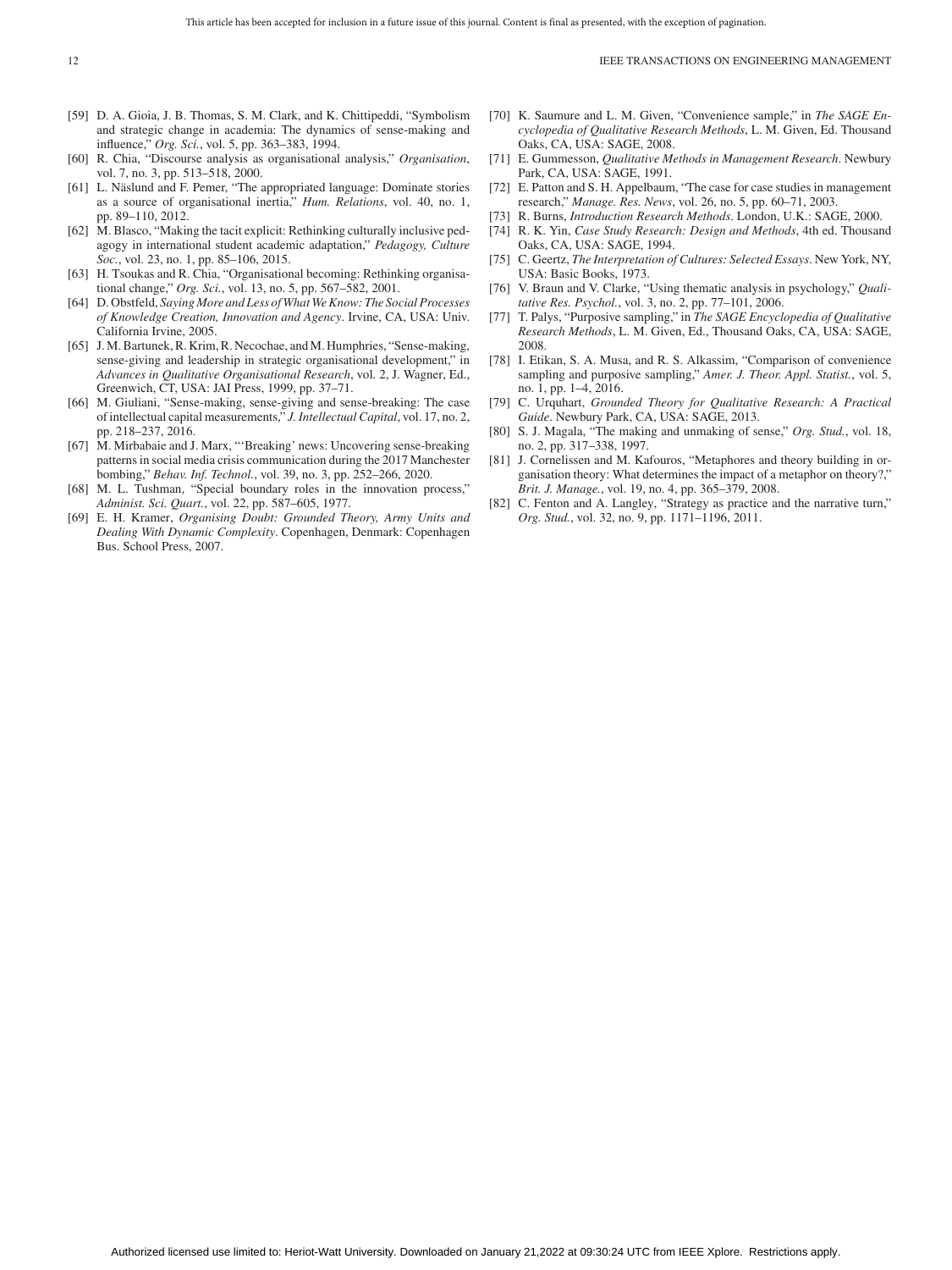[59] D. A. Gioia, J. B. Thomas, S. M. Clark, and K. Chittipeddi, "Symbolism and strategic change in academia: The dynamics of sense-making and influence," *Org. Sci.*, vol. 5, pp. 363–383, 1994.

[60] R. Chia, "Discourse analysis as organisational analysis," *Organisation*, vol. 7, no. 3, pp. 513–518, 2000.

[61] L. Näslund and F. Pemer, "The appropriated language: Dominate stories as a source of organisational inertia," *Hum. Relations*, vol. 40, no. 1, pp. 89–110, 2012.

[62] M. Blasco, "Making the tacit explicit: Rethinking culturally inclusive pedagogy in international student academic adaptation," *Pedagogy, Culture Soc.*, vol. 23, no. 1, pp. 85–106, 2015.

[63] H. Tsoukas and R. Chia, "Organisational becoming: Rethinking organisational change," *Org. Sci.*, vol. 13, no. 5, pp. 567–582, 2001.

[64] D. Obstfeld, *Saying More and Less of What We Know: The Social Processes of Knowledge Creation, Innovation and Agency*. Irvine, CA, USA: Univ. California Irvine, 2005.

[65] J. M. Bartunek, R. Krim, R. Necochae, and M. Humphries, "Sense-making, sense-giving and leadership in strategic organisational development," in *Advances in Qualitative Organisational Research*, vol. 2, J. Wagner, Ed., Greenwich, CT, USA: JAI Press, 1999, pp. 37–71.

[66] M. Giuliani, "Sense-making, sense-giving and sense-breaking: The case of intellectual capital measurements," *J. Intellectual Capital*, vol. 17, no. 2, pp. 218–237, 2016.

[67] M. Mirbabaie and J. Marx, "'Breaking' news: Uncovering sense-breaking patterns in social media crisis communication during the 2017 Manchester bombing," *Behav. Inf. Technol.*, vol. 39, no. 3, pp. 252–266, 2020.

[68] M. L. Tushman, "Special boundary roles in the innovation process," *Administ. Sci. Quart.*, vol. 22, pp. 587–605, 1977.

[69] E. H. Kramer, *Organising Doubt: Grounded Theory, Army Units and Dealing With Dynamic Complexity*. Copenhagen, Denmark: Copenhagen Bus. School Press, 2007.

[70] K. Saumure and L. M. Given, "Convenience sample," in *The SAGE Encyclopedia of Qualitative Research Methods*, L. M. Given, Ed. Thousand Oaks, CA, USA: SAGE, 2008.

[71] E. Gummesson, *Qualitative Methods in Management Research*. Newbury Park, CA, USA: SAGE, 1991.

[72] E. Patton and S. H. Appelbaum, "The case for case studies in management research," *Manage. Res. News*, vol. 26, no. 5, pp. 60–71, 2003.

[73] R. Burns, *Introduction Research Methods*. London, U.K.: SAGE, 2000.

[74] R. K. Yin, *Case Study Research: Design and Methods*, 4th ed. Thousand Oaks, CA, USA: SAGE, 1994.

[75] C. Geertz, *The Interpretation of Cultures: Selected Essays*. New York, NY, USA: Basic Books, 1973.

[76] V. Braun and V. Clarke, "Using thematic analysis in psychology," *Qualitative Res. Psychol.*, vol. 3, no. 2, pp. 77–101, 2006.

[77] T. Palys, "Purposive sampling," in *The SAGE Encyclopedia of Qualitative Research Methods*, L. M. Given, Ed., Thousand Oaks, CA, USA: SAGE, 2008.

[78] I. Etikan, S. A. Musa, and R. S. Alkassim, "Comparison of convenience sampling and purposive sampling," *Amer. J. Theor. Appl. Statist.*, vol. 5, no. 1, pp. 1–4, 2016.

[79] C. Urquhart, *Grounded Theory for Qualitative Research: A Practical Guide*. Newbury Park, CA, USA: SAGE, 2013.

[80] S. J. Magala, "The making and unmaking of sense," *Org. Stud.*, vol. 18, no. 2, pp. 317–338, 1997.

[81] J. Cornelissen and M. Kafouros, "Metaphores and theory building in organisation theory: What determines the impact of a metaphor on theory?," *Brit. J. Manage.*, vol. 19, no. 4, pp. 365–379, 2008.

[82] C. Fenton and A. Langley, "Strategy as practice and the narrative turn," *Org. Stud.*, vol. 32, no. 9, pp. 1171–1196, 2011.